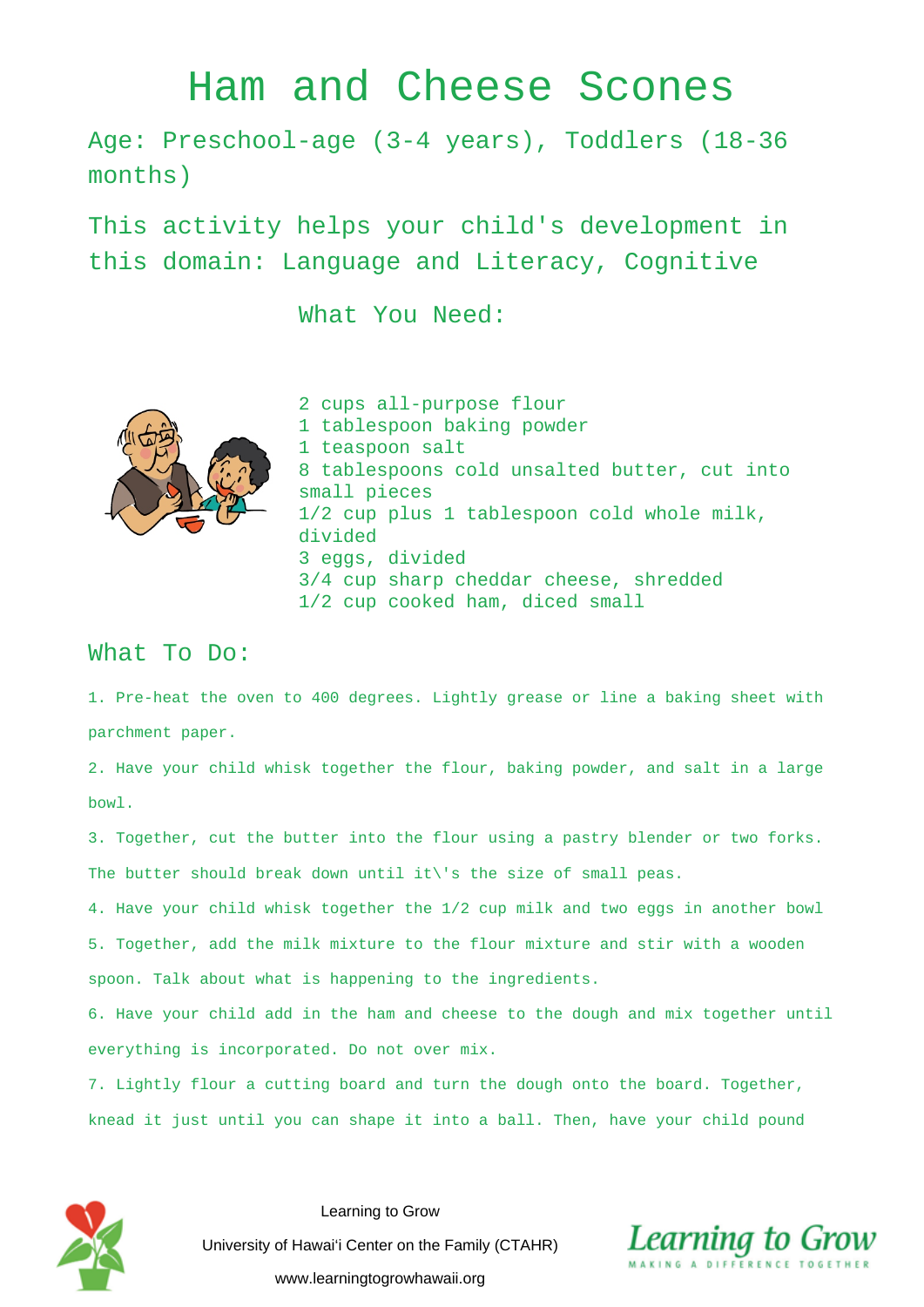# Ham and Cheese Scones

Age: Preschool-age (3-4 years), Toddlers (18-36 months)

This activity helps your child's development in this domain: Language and Literacy, Cognitive

## What You Need:

- 2 cups all-purpose flour
- 1 tablespoon baking powder
- 1 teaspoon salt
- 8 tablespoons cold unsalted butter, cut into small pieces
- 1/2 cup plus 1 tablespoon cold whole milk, divided
- 3 eggs, divided
- 3/4 cup sharp cheddar cheese, shredded
- 1/2 cup cooked ham, diced small

## What To Do:

1. Pre-heat the oven to 400 degrees. Lightly grease or line a baking sheet with parchment paper.
2. Have your child whisk together the flour, baking powder, and salt in a large bowl.
3. Together, cut the butter into the flour using a pastry blender or two forks. The butter should break down until it\'s the size of small peas.
4. Have your child whisk together the 1/2 cup milk and two eggs in another bowl
5. Together, add the milk mixture to the flour mixture and stir with a wooden spoon. Talk about what is happening to the ingredients.
6. Have your child add in the ham and cheese to the dough and mix together until everything is incorporated. Do not over mix.
7. Lightly flour a cutting board and turn the dough onto the board. Together, knead it just until you can shape it into a ball. Then, have your child pound

Learning to Grow

University of Hawaiʻi Center on the Family (CTAHR)

www.learningtogrowhawaii.org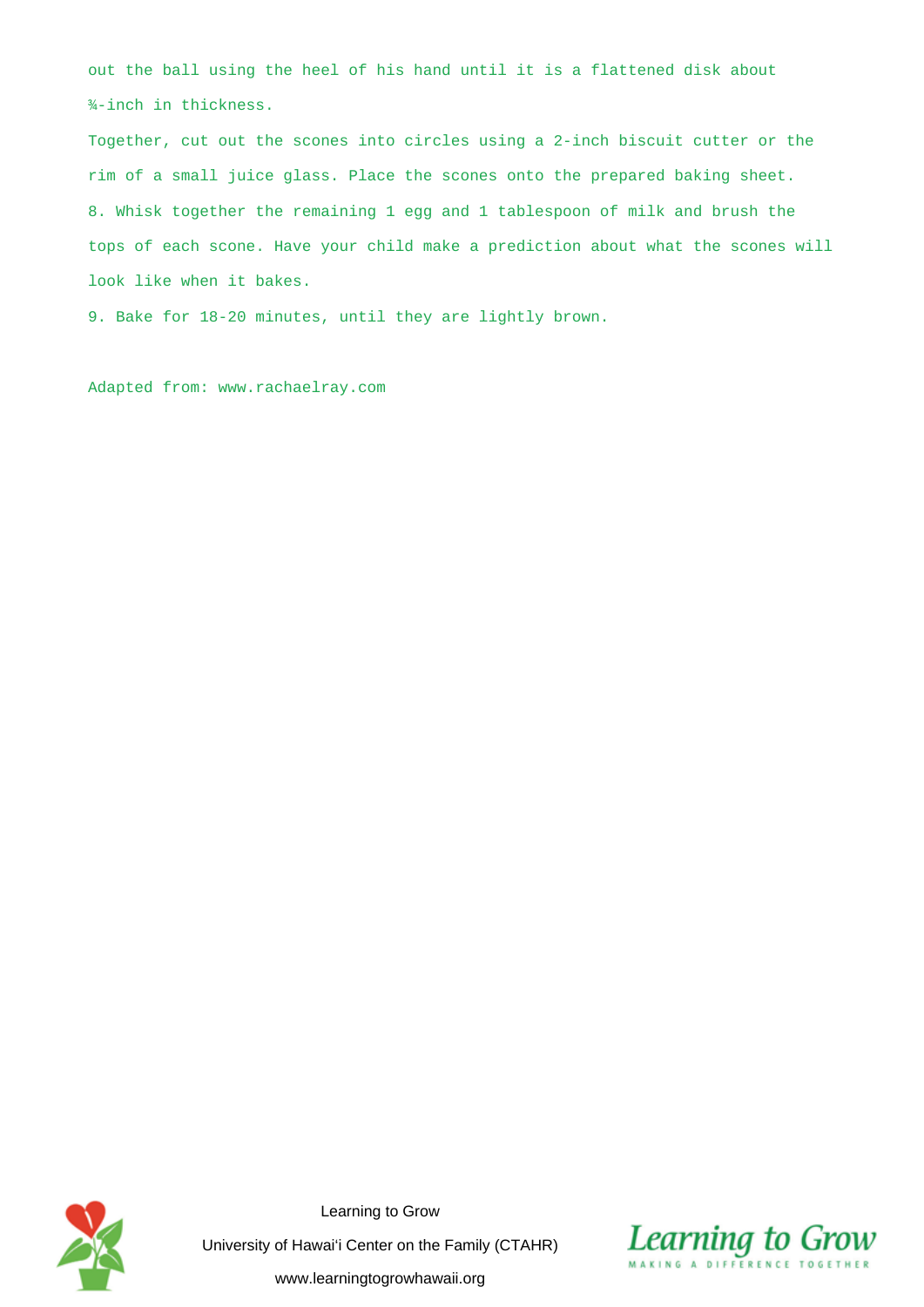out the ball using the heel of his hand until it is a flattened disk about ¾-inch in thickness.

Together, cut out the scones into circles using a 2-inch biscuit cutter or the rim of a small juice glass. Place the scones onto the prepared baking sheet.

8. Whisk together the remaining 1 egg and 1 tablespoon of milk and brush the tops of each scone. Have your child make a prediction about what the scones will look like when it bakes.

9. Bake for 18-20 minutes, until they are lightly brown.

Adapted from: www.rachaelray.com